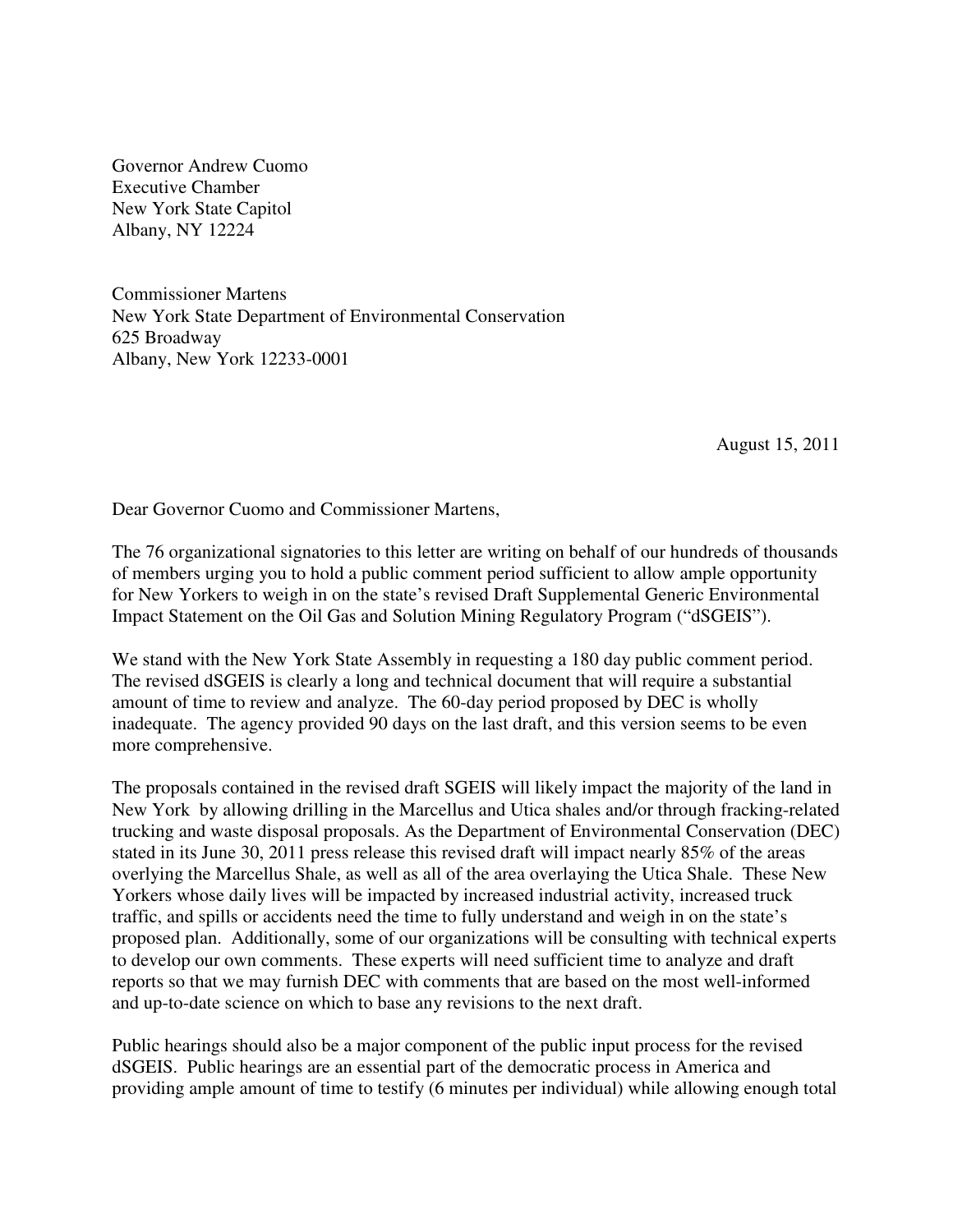Governor Andrew Cuomo
Executive Chamber
New York State Capitol
Albany, NY 12224

Commissioner Martens
New York State Department of Environmental Conservation
625 Broadway
Albany, New York 12233-0001

August 15, 2011

Dear Governor Cuomo and Commissioner Martens,

The 76 organizational signatories to this letter are writing on behalf of our hundreds of thousands of members urging you to hold a public comment period sufficient to allow ample opportunity for New Yorkers to weigh in on the state's revised Draft Supplemental Generic Environmental Impact Statement on the Oil Gas and Solution Mining Regulatory Program ("dSGEIS").

We stand with the New York State Assembly in requesting a 180 day public comment period. The revised dSGEIS is clearly a long and technical document that will require a substantial amount of time to review and analyze. The 60-day period proposed by DEC is wholly inadequate. The agency provided 90 days on the last draft, and this version seems to be even more comprehensive.

The proposals contained in the revised draft SGEIS will likely impact the majority of the land in New York by allowing drilling in the Marcellus and Utica shales and/or through fracking-related trucking and waste disposal proposals. As the Department of Environmental Conservation (DEC) stated in its June 30, 2011 press release this revised draft will impact nearly 85% of the areas overlying the Marcellus Shale, as well as all of the area overlaying the Utica Shale. These New Yorkers whose daily lives will be impacted by increased industrial activity, increased truck traffic, and spills or accidents need the time to fully understand and weigh in on the state's proposed plan. Additionally, some of our organizations will be consulting with technical experts to develop our own comments. These experts will need sufficient time to analyze and draft reports so that we may furnish DEC with comments that are based on the most well-informed and up-to-date science on which to base any revisions to the next draft.

Public hearings should also be a major component of the public input process for the revised dSGEIS. Public hearings are an essential part of the democratic process in America and providing ample amount of time to testify (6 minutes per individual) while allowing enough total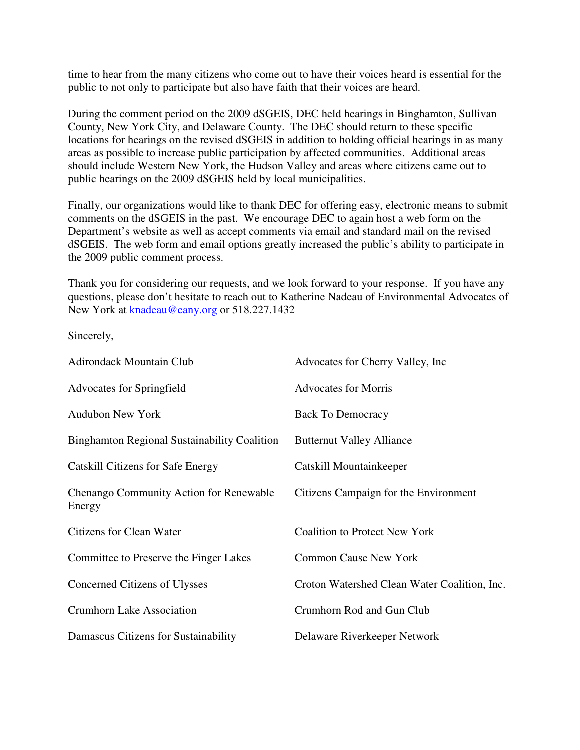time to hear from the many citizens who come out to have their voices heard is essential for the public to not only to participate but also have faith that their voices are heard.

During the comment period on the 2009 dSGEIS, DEC held hearings in Binghamton, Sullivan County, New York City, and Delaware County. The DEC should return to these specific locations for hearings on the revised dSGEIS in addition to holding official hearings in as many areas as possible to increase public participation by affected communities. Additional areas should include Western New York, the Hudson Valley and areas where citizens came out to public hearings on the 2009 dSGEIS held by local municipalities.

Finally, our organizations would like to thank DEC for offering easy, electronic means to submit comments on the dSGEIS in the past. We encourage DEC to again host a web form on the Department's website as well as accept comments via email and standard mail on the revised dSGEIS. The web form and email options greatly increased the public's ability to participate in the 2009 public comment process.

Thank you for considering our requests, and we look forward to your response. If you have any questions, please don't hesitate to reach out to Katherine Nadeau of Environmental Advocates of New York at knadeau@eany.org or 518.227.1432

Sincerely,

Adirondack Mountain Club

Advocates for Cherry Valley, Inc

Advocates for Springfield

Advocates for Morris

Audubon New York

Back To Democracy

Binghamton Regional Sustainability Coalition

Butternut Valley Alliance

Catskill Citizens for Safe Energy

Catskill Mountainkeeper

Chenango Community Action for Renewable Energy

Citizens Campaign for the Environment

Citizens for Clean Water

Coalition to Protect New York

Committee to Preserve the Finger Lakes

Common Cause New York

Concerned Citizens of Ulysses

Croton Watershed Clean Water Coalition, Inc.

Crumhorn Lake Association

Crumhorn Rod and Gun Club

Damascus Citizens for Sustainability

Delaware Riverkeeper Network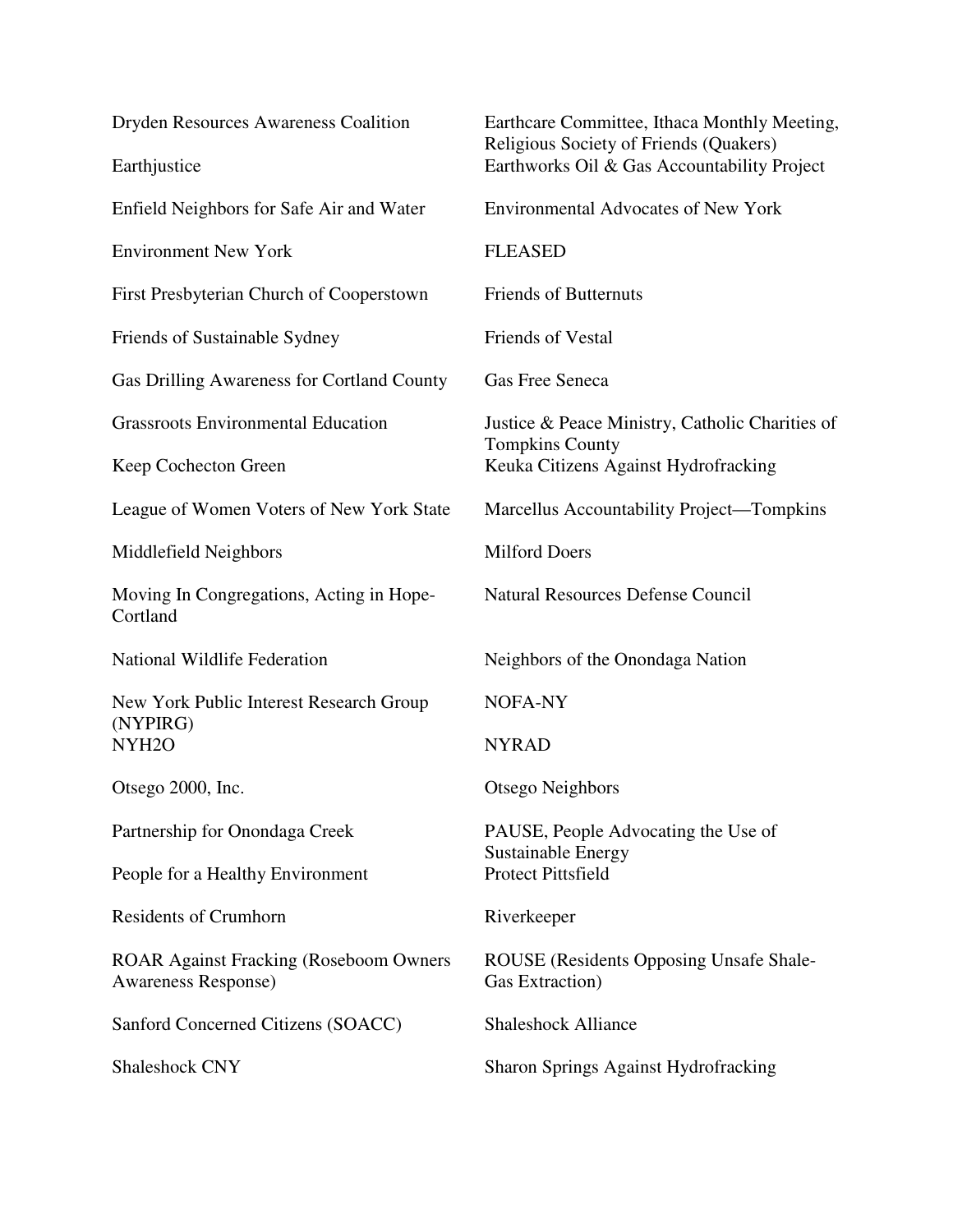Dryden Resources Awareness Coalition

Earthcare Committee, Ithaca Monthly Meeting, Religious Society of Friends (Quakers)

Earthjustice

Earthworks Oil & Gas Accountability Project

Enfield Neighbors for Safe Air and Water

Environmental Advocates of New York

Environment New York

FLEASED

First Presbyterian Church of Cooperstown

Friends of Butternuts

Friends of Sustainable Sydney

Friends of Vestal

Gas Drilling Awareness for Cortland County

Gas Free Seneca

Grassroots Environmental Education

Justice & Peace Ministry, Catholic Charities of Tompkins County

Keep Cochecton Green

Keuka Citizens Against Hydrofracking

League of Women Voters of New York State

Marcellus Accountability Project—Tompkins

Middlefield Neighbors

Milford Doers

Moving In Congregations, Acting in Hope-Cortland

Natural Resources Defense Council

National Wildlife Federation

Neighbors of the Onondaga Nation

New York Public Interest Research Group (NYPIRG)

NOFA-NY

NYH2O

NYRAD

Otsego 2000, Inc.

Otsego Neighbors

Partnership for Onondaga Creek

PAUSE, People Advocating the Use of Sustainable Energy

People for a Healthy Environment

Protect Pittsfield

Residents of Crumhorn

Riverkeeper

ROAR Against Fracking (Roseboom Owners Awareness Response)

ROUSE (Residents Opposing Unsafe Shale-Gas Extraction)

Sanford Concerned Citizens (SOACC)

Shaleshock Alliance

Shaleshock CNY

Sharon Springs Against Hydrofracking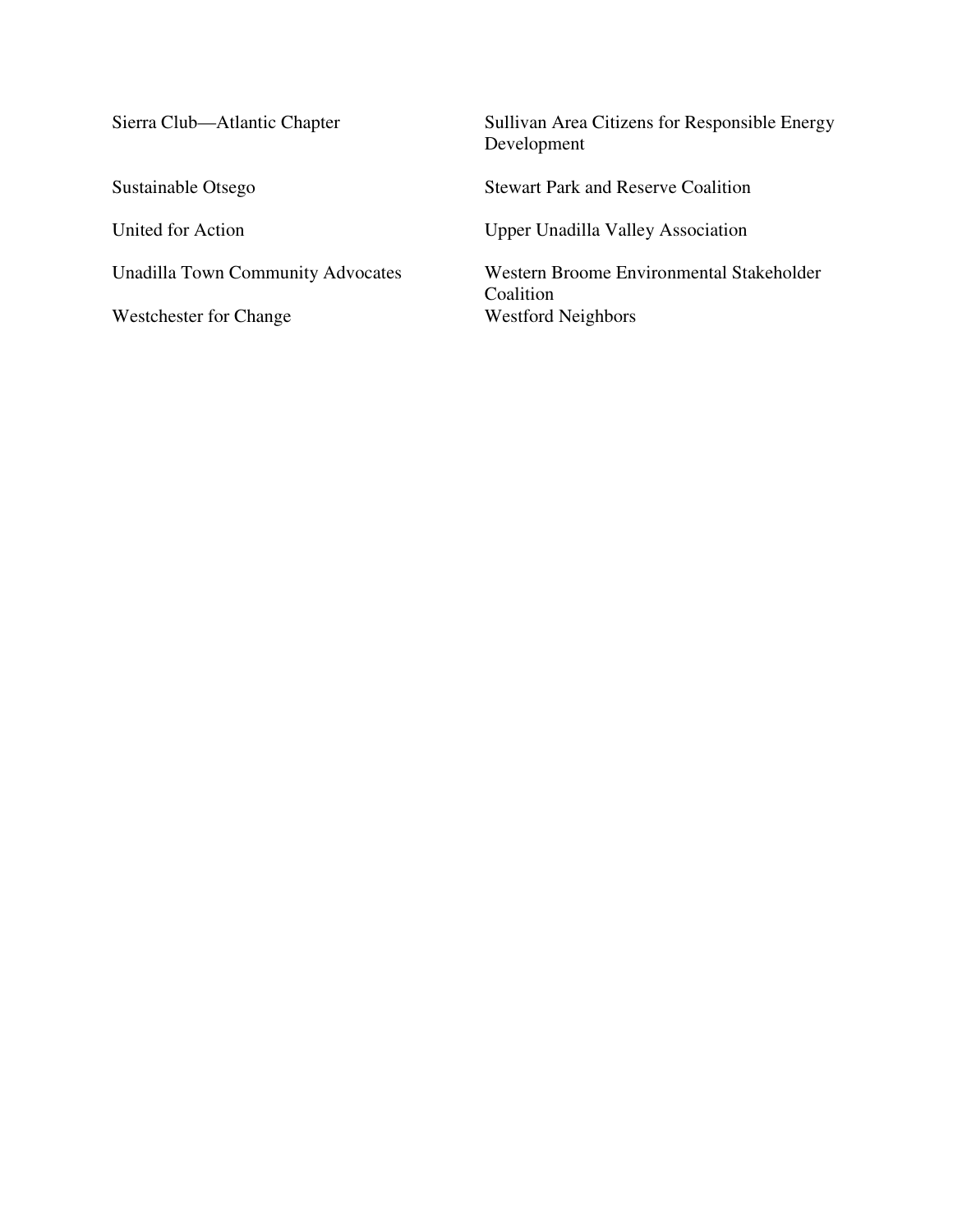Sierra Club—Atlantic Chapter

Sullivan Area Citizens for Responsible Energy Development

Sustainable Otsego

Stewart Park and Reserve Coalition

United for Action

Upper Unadilla Valley Association

Unadilla Town Community Advocates

Western Broome Environmental Stakeholder Coalition

Westchester for Change

Westford Neighbors